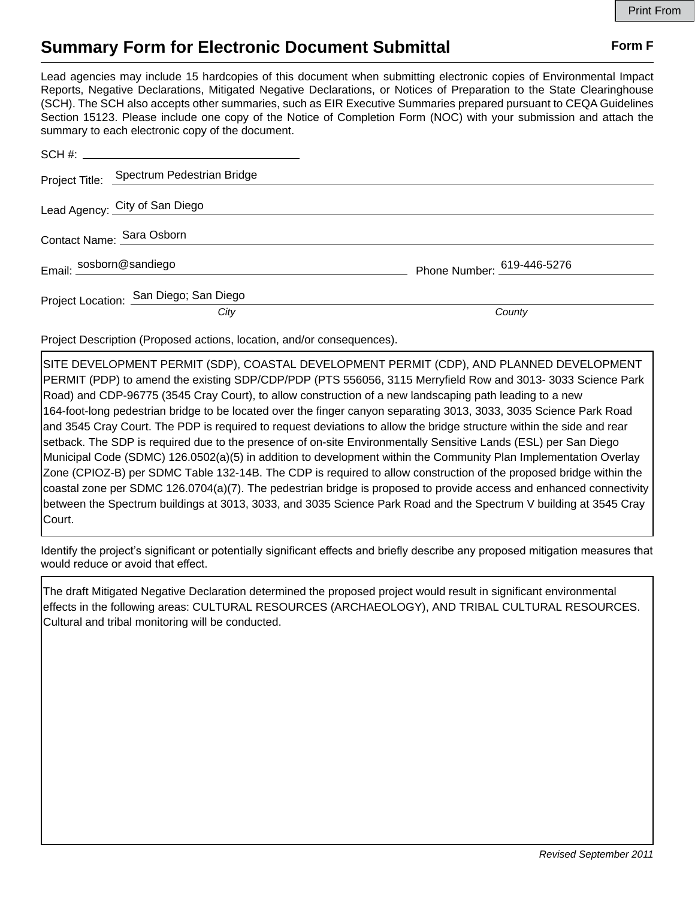Print From

# Summary Form for Electronic Document Submittal

**Form F**

Lead agencies may include 15 hardcopies of this document when submitting electronic copies of Environmental Impact Reports, Negative Declarations, Mitigated Negative Declarations, or Notices of Preparation to the State Clearinghouse (SCH). The SCH also accepts other summaries, such as EIR Executive Summaries prepared pursuant to CEQA Guidelines Section 15123. Please include one copy of the Notice of Completion Form (NOC) with your submission and attach the summary to each electronic copy of the document.

SCH #: ______________________

Project Title: Spectrum Pedestrian Bridge

Lead Agency: City of San Diego

Contact Name: Sara Osborn

Email: sosborn@sandiego        Phone Number: 619-446-5276

Project Location: San Diego; San Diego
*City*        *County*

Project Description (Proposed actions, location, and/or consequences).

SITE DEVELOPMENT PERMIT (SDP), COASTAL DEVELOPMENT PERMIT (CDP), AND PLANNED DEVELOPMENT PERMIT (PDP) to amend the existing SDP/CDP/PDP (PTS 556056, 3115 Merryfield Row and 3013- 3033 Science Park Road) and CDP-96775 (3545 Cray Court), to allow construction of a new landscaping path leading to a new 164-foot-long pedestrian bridge to be located over the finger canyon separating 3013, 3033, 3035 Science Park Road and 3545 Cray Court. The PDP is required to request deviations to allow the bridge structure within the side and rear setback. The SDP is required due to the presence of on-site Environmentally Sensitive Lands (ESL) per San Diego Municipal Code (SDMC) 126.0502(a)(5) in addition to development within the Community Plan Implementation Overlay Zone (CPIOZ-B) per SDMC Table 132-14B. The CDP is required to allow construction of the proposed bridge within the coastal zone per SDMC 126.0704(a)(7). The pedestrian bridge is proposed to provide access and enhanced connectivity between the Spectrum buildings at 3013, 3033, and 3035 Science Park Road and the Spectrum V building at 3545 Cray Court.

Identify the project's significant or potentially significant effects and briefly describe any proposed mitigation measures that would reduce or avoid that effect.

The draft Mitigated Negative Declaration determined the proposed project would result in significant environmental effects in the following areas: CULTURAL RESOURCES (ARCHAEOLOGY), AND TRIBAL CULTURAL RESOURCES. Cultural and tribal monitoring will be conducted.

*Revised September 2011*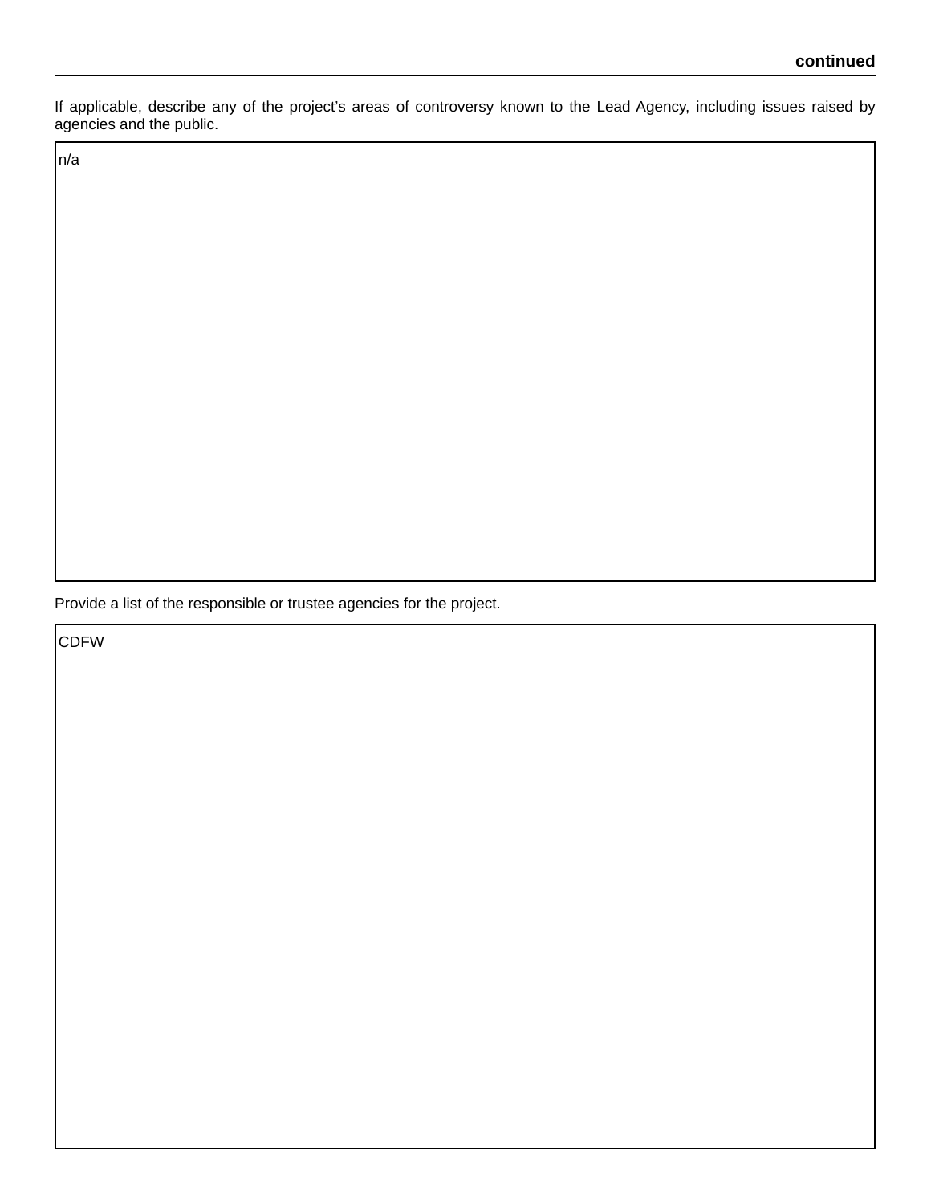**continued**

If applicable, describe any of the project's areas of controversy known to the Lead Agency, including issues raised by agencies and the public.

| |
|---|
| n/a |

Provide a list of the responsible or trustee agencies for the project.

| |
|---|
| CDFW |